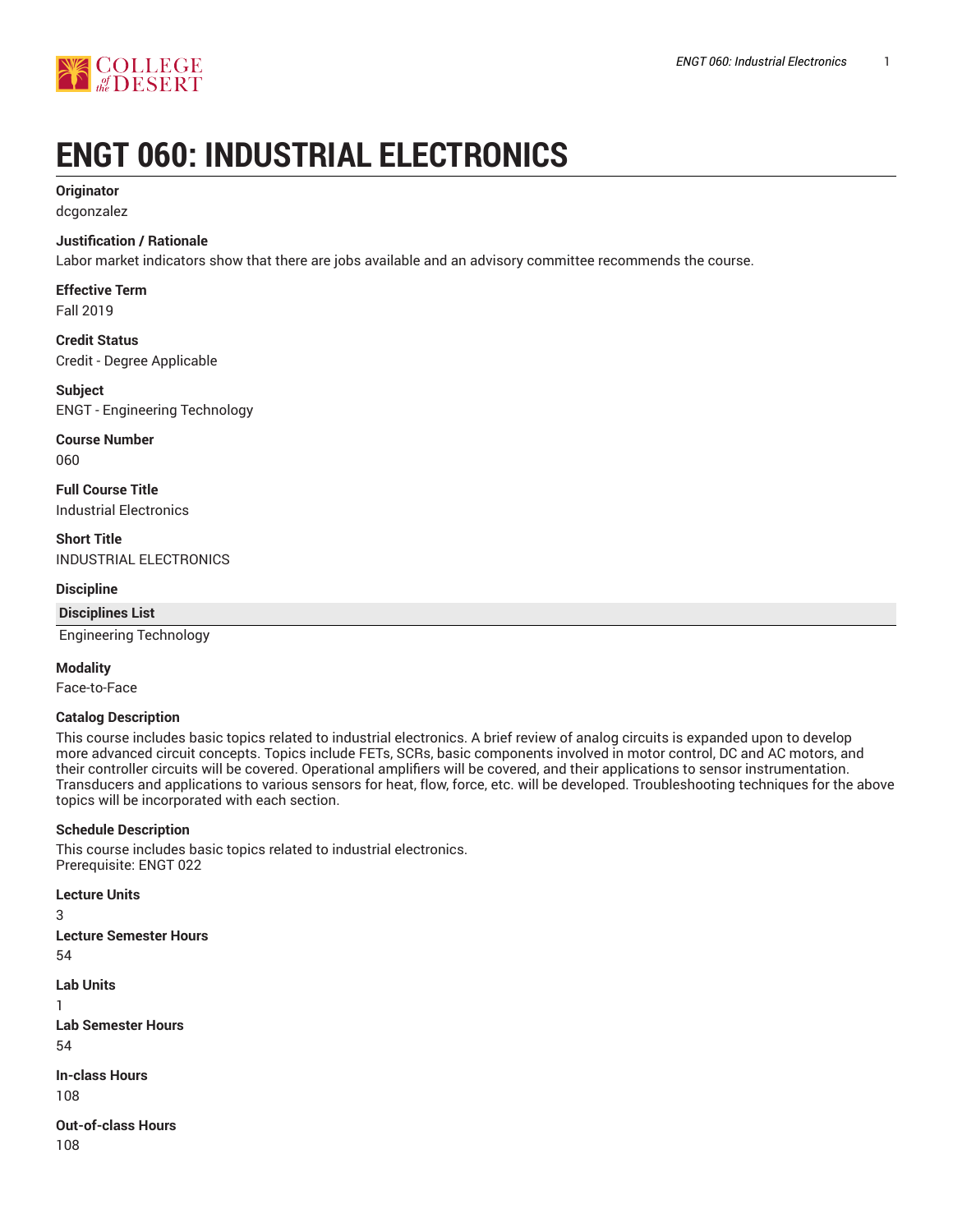# ENGT 060: INDUSTRIAL ELECTRONICS

**Originator**
dcgonzalez

**Justification / Rationale**
Labor market indicators show that there are jobs available and an advisory committee recommends the course.

**Effective Term**
Fall 2019

**Credit Status**
Credit - Degree Applicable

**Subject**
ENGT - Engineering Technology

**Course Number**
060

**Full Course Title**
Industrial Electronics

**Short Title**
INDUSTRIAL ELECTRONICS

**Discipline**

| Disciplines List |
| --- |
| Engineering Technology |

**Modality**
Face-to-Face

**Catalog Description**
This course includes basic topics related to industrial electronics. A brief review of analog circuits is expanded upon to develop more advanced circuit concepts. Topics include FETs, SCRs, basic components involved in motor control, DC and AC motors, and their controller circuits will be covered. Operational amplifiers will be covered, and their applications to sensor instrumentation. Transducers and applications to various sensors for heat, flow, force, etc. will be developed. Troubleshooting techniques for the above topics will be incorporated with each section.

**Schedule Description**
This course includes basic topics related to industrial electronics.
Prerequisite: ENGT 022

**Lecture Units**
3

**Lecture Semester Hours**
54

**Lab Units**
1

**Lab Semester Hours**
54

**In-class Hours**
108

**Out-of-class Hours**
108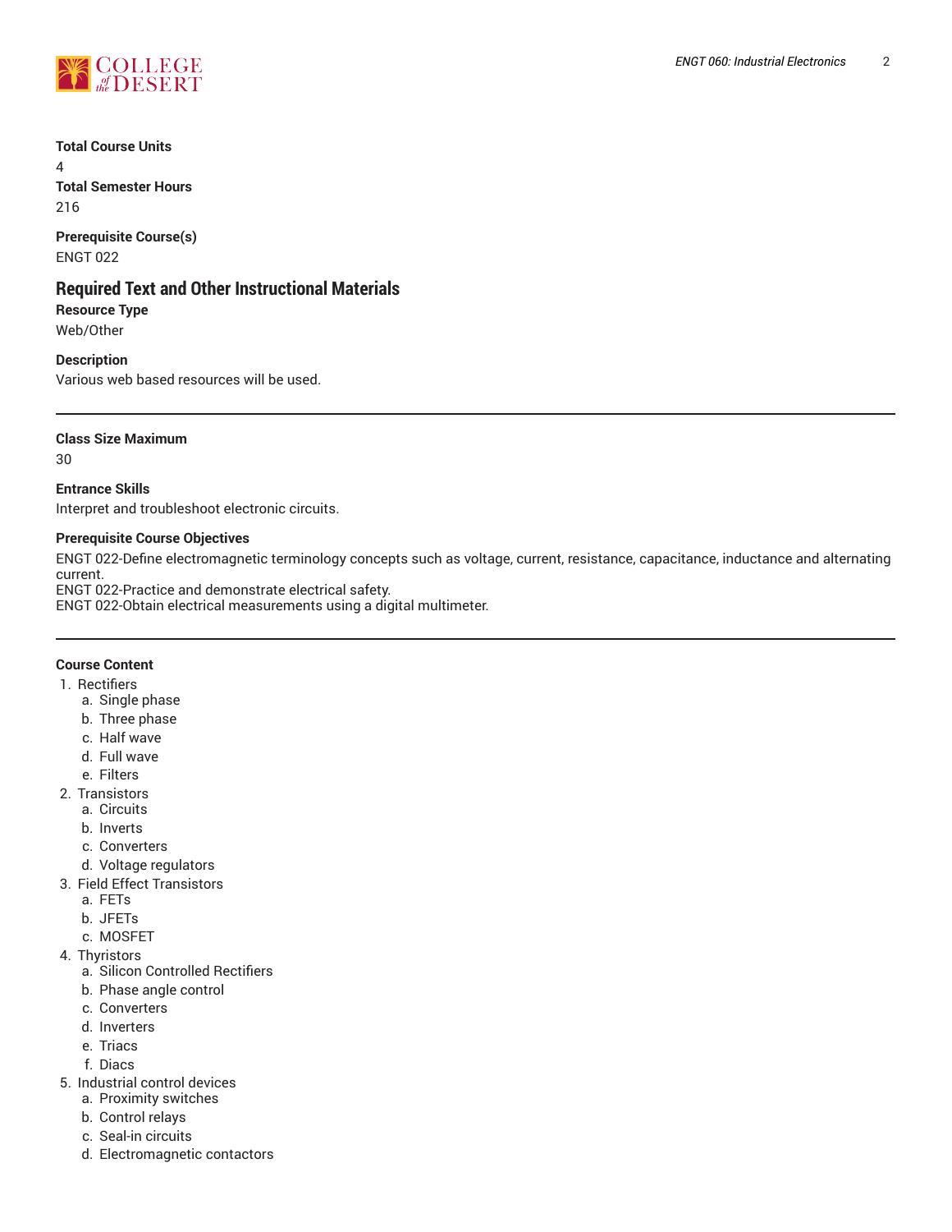**Total Course Units**

4

**Total Semester Hours**

216

**Prerequisite Course(s)**

ENGT 022

## Required Text and Other Instructional Materials

**Resource Type**

Web/Other

**Description**

Various web based resources will be used.

---

**Class Size Maximum**

30

**Entrance Skills**

Interpret and troubleshoot electronic circuits.

**Prerequisite Course Objectives**

ENGT 022-Define electromagnetic terminology concepts such as voltage, current, resistance, capacitance, inductance and alternating current.
ENGT 022-Practice and demonstrate electrical safety.
ENGT 022-Obtain electrical measurements using a digital multimeter.

---

**Course Content**

1. Rectifiers
    a. Single phase
    b. Three phase
    c. Half wave
    d. Full wave
    e. Filters
2. Transistors
    a. Circuits
    b. Inverts
    c. Converters
    d. Voltage regulators
3. Field Effect Transistors
    a. FETs
    b. JFETs
    c. MOSFET
4. Thyristors
    a. Silicon Controlled Rectifiers
    b. Phase angle control
    c. Converters
    d. Inverters
    e. Triacs
    f. Diacs
5. Industrial control devices
    a. Proximity switches
    b. Control relays
    c. Seal-in circuits
    d. Electromagnetic contactors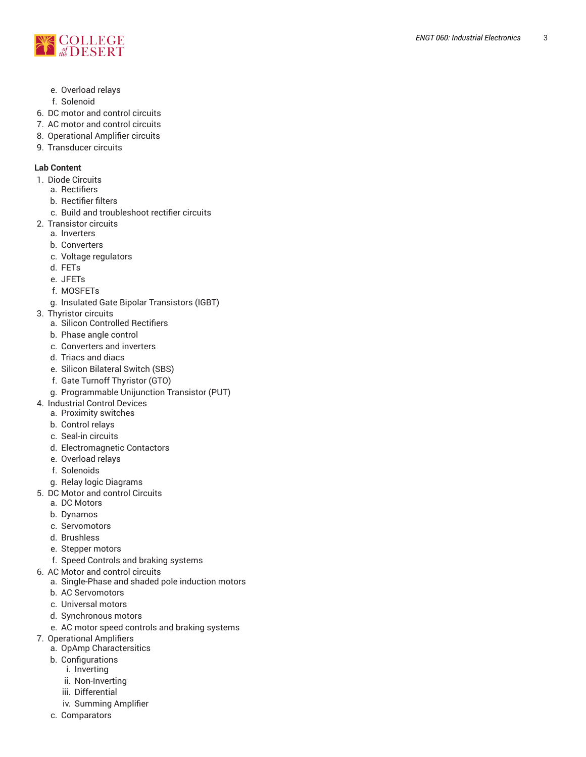e. Overload relays
    f. Solenoid
6. DC motor and control circuits
7. AC motor and control circuits
8. Operational Amplifier circuits
9. Transducer circuits

**Lab Content**

1. Diode Circuits
    a. Rectifiers
    b. Rectifier filters
    c. Build and troubleshoot rectifier circuits
2. Transistor circuits
    a. Inverters
    b. Converters
    c. Voltage regulators
    d. FETs
    e. JFETs
    f. MOSFETs
    g. Insulated Gate Bipolar Transistors (IGBT)
3. Thyristor circuits
    a. Silicon Controlled Rectifiers
    b. Phase angle control
    c. Converters and inverters
    d. Triacs and diacs
    e. Silicon Bilateral Switch (SBS)
    f. Gate Turnoff Thyristor (GTO)
    g. Programmable Unijunction Transistor (PUT)
4. Industrial Control Devices
    a. Proximity switches
    b. Control relays
    c. Seal-in circuits
    d. Electromagnetic Contactors
    e. Overload relays
    f. Solenoids
    g. Relay logic Diagrams
5. DC Motor and control Circuits
    a. DC Motors
    b. Dynamos
    c. Servomotors
    d. Brushless
    e. Stepper motors
    f. Speed Controls and braking systems
6. AC Motor and control circuits
    a. Single-Phase and shaded pole induction motors
    b. AC Servomotors
    c. Universal motors
    d. Synchronous motors
    e. AC motor speed controls and braking systems
7. Operational Amplifiers
    a. OpAmp Charactersitics
    b. Configurations
        i. Inverting
        ii. Non-Inverting
        iii. Differential
        iv. Summing Amplifier
    c. Comparators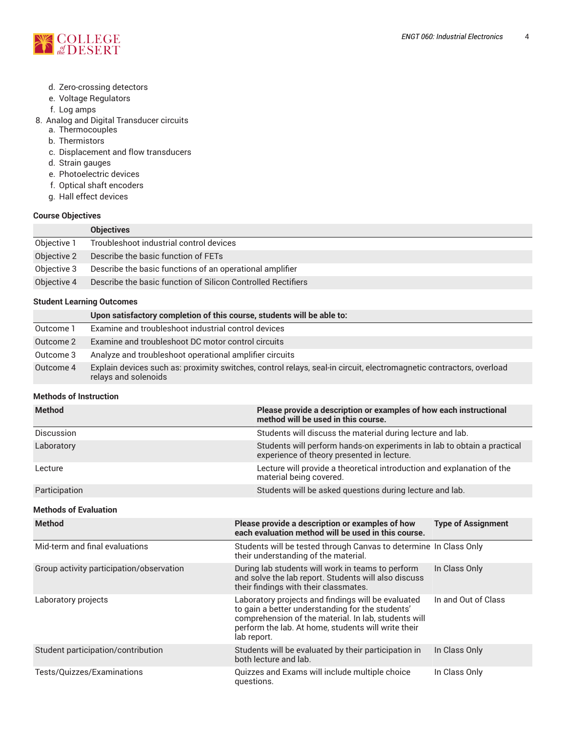d. Zero-crossing detectors
   e. Voltage Regulators
   f. Log amps
8. Analog and Digital Transducer circuits
   a. Thermocouples
   b. Thermistors
   c. Displacement and flow transducers
   d. Strain gauges
   e. Photoelectric devices
   f. Optical shaft encoders
   g. Hall effect devices

### Course Objectives

| | Objectives |
|---|---|
| Objective 1 | Troubleshoot industrial control devices |
| Objective 2 | Describe the basic function of FETs |
| Objective 3 | Describe the basic functions of an operational amplifier |
| Objective 4 | Describe the basic function of Silicon Controlled Rectifiers |

### Student Learning Outcomes

| | Upon satisfactory completion of this course, students will be able to: |
|---|---|
| Outcome 1 | Examine and troubleshoot industrial control devices |
| Outcome 2 | Examine and troubleshoot DC motor control circuits |
| Outcome 3 | Analyze and troubleshoot operational amplifier circuits |
| Outcome 4 | Explain devices such as: proximity switches, control relays, seal-in circuit, electromagnetic contractors, overload relays and solenoids |

### Methods of Instruction

| Method | Please provide a description or examples of how each instructional method will be used in this course. |
|---|---|
| Discussion | Students will discuss the material during lecture and lab. |
| Laboratory | Students will perform hands-on experiments in lab to obtain a practical experience of theory presented in lecture. |
| Lecture | Lecture will provide a theoretical introduction and explanation of the material being covered. |
| Participation | Students will be asked questions during lecture and lab. |

### Methods of Evaluation

| Method | Please provide a description or examples of how each evaluation method will be used in this course. | Type of Assignment |
|---|---|---|
| Mid-term and final evaluations | Students will be tested through Canvas to determine their understanding of the material. | In Class Only |
| Group activity participation/observation | During lab students will work in teams to perform and solve the lab report. Students will also discuss their findings with their classmates. | In Class Only |
| Laboratory projects | Laboratory projects and findings will be evaluated to gain a better understanding for the students' comprehension of the material. In lab, students will perform the lab. At home, students will write their lab report. | In and Out of Class |
| Student participation/contribution | Students will be evaluated by their participation in both lecture and lab. | In Class Only |
| Tests/Quizzes/Examinations | Quizzes and Exams will include multiple choice questions. | In Class Only |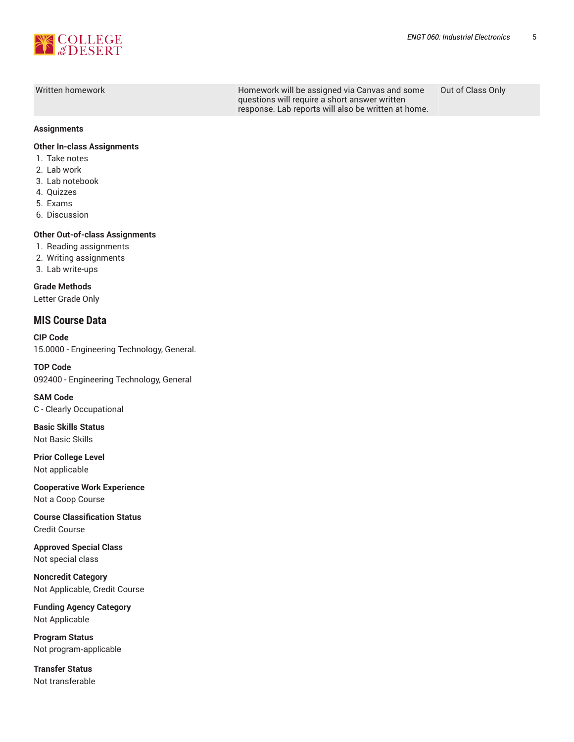| Written homework | Homework will be assigned via Canvas and some questions will require a short answer written response. Lab reports will also be written at home. | Out of Class Only |
| --- | --- | --- |

**Assignments**

**Other In-class Assignments**

1. Take notes
2. Lab work
3. Lab notebook
4. Quizzes
5. Exams
6. Discussion

**Other Out-of-class Assignments**

1. Reading assignments
2. Writing assignments
3. Lab write-ups

**Grade Methods**

Letter Grade Only

## MIS Course Data

**CIP Code**

15.0000 - Engineering Technology, General.

**TOP Code**

092400 - Engineering Technology, General

**SAM Code**

C - Clearly Occupational

**Basic Skills Status**

Not Basic Skills

**Prior College Level**

Not applicable

**Cooperative Work Experience**

Not a Coop Course

**Course Classification Status**

Credit Course

**Approved Special Class**

Not special class

**Noncredit Category**

Not Applicable, Credit Course

**Funding Agency Category**

Not Applicable

**Program Status**

Not program-applicable

**Transfer Status**

Not transferable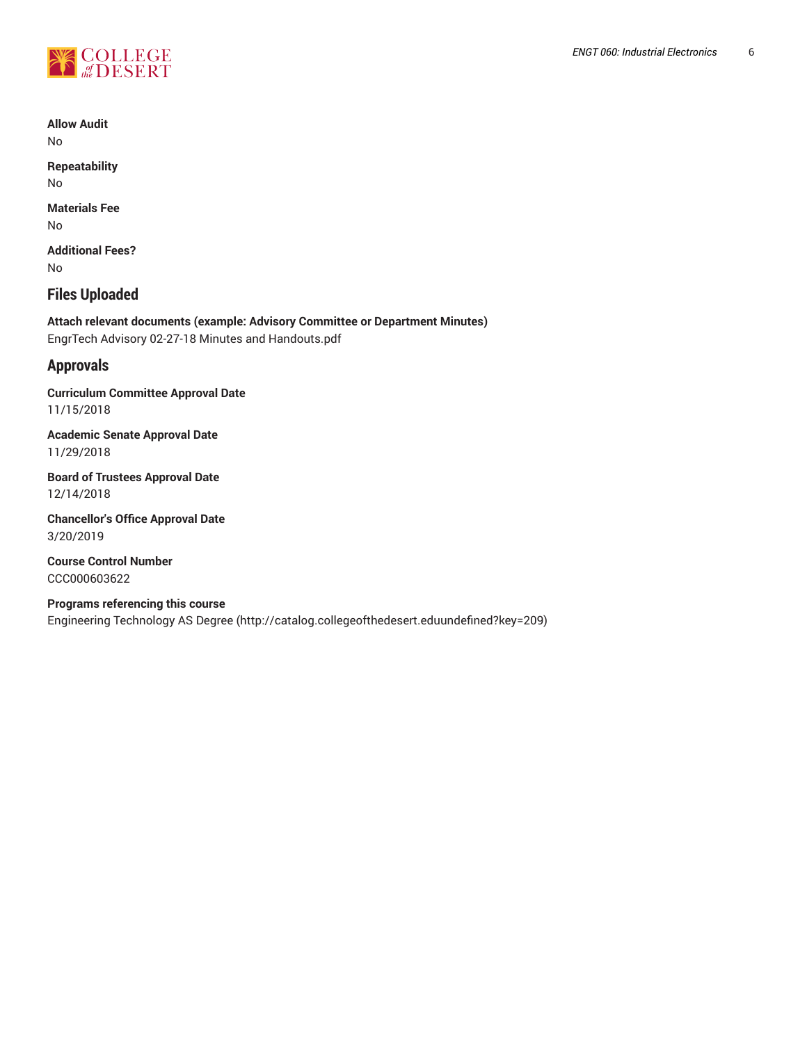**Allow Audit**
No

**Repeatability**
No

**Materials Fee**
No

**Additional Fees?**
No

## Files Uploaded

**Attach relevant documents (example: Advisory Committee or Department Minutes)**
EngrTech Advisory 02-27-18 Minutes and Handouts.pdf

## Approvals

**Curriculum Committee Approval Date**
11/15/2018

**Academic Senate Approval Date**
11/29/2018

**Board of Trustees Approval Date**
12/14/2018

**Chancellor's Office Approval Date**
3/20/2019

**Course Control Number**
CCC000603622

**Programs referencing this course**
Engineering Technology AS Degree (http://catalog.collegeofthedesert.eduundefined?key=209)